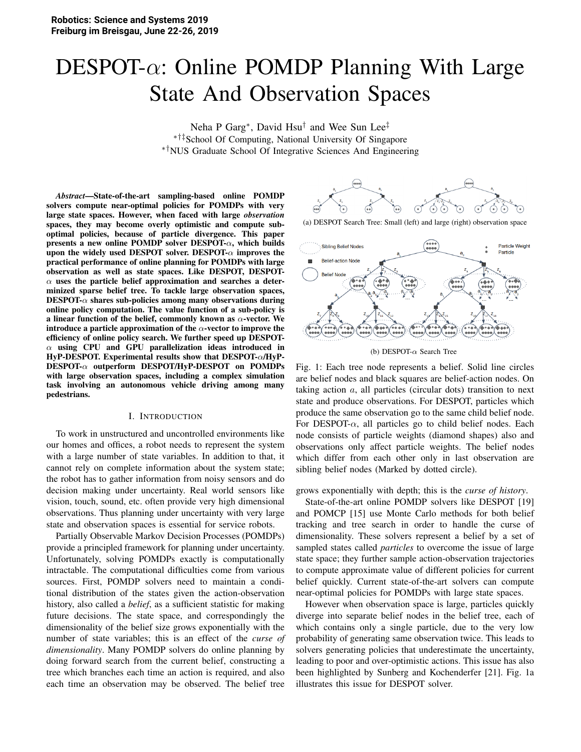# DESPOT-$\alpha$: Online POMDP Planning With Large State And Observation Spaces

Neha P Garg[*], David Hsu[†] and Wee Sun Lee[‡]

[*†‡]School Of Computing, National University Of Singapore

[*†]NUS Graduate School Of Integrative Sciences And Engineering

***Abstract*—State-of-the-art sampling-based online POMDP solvers compute near-optimal policies for POMDPs with very large state spaces. However, when faced with large *observation* spaces, they may become overly optimistic and compute sub-optimal policies, because of particle divergence. This paper presents a new online POMDP solver DESPOT-$\alpha$, which builds upon the widely used DESPOT solver. DESPOT-$\alpha$ improves the practical performance of online planning for POMDPs with large observation as well as state spaces. Like DESPOT, DESPOT-$\alpha$ uses the particle belief approximation and searches a determinized sparse belief tree. To tackle large observation spaces, DESPOT-$\alpha$ shares sub-policies among many observations during online policy computation. The value function of a sub-policy is a linear function of the belief, commonly known as $\alpha$-vector. We introduce a particle approximation of the $\alpha$-vector to improve the efficiency of online policy search. We further speed up DESPOT-$\alpha$ using CPU and GPU parallelization ideas introduced in HyP-DESPOT. Experimental results show that DESPOT-$\alpha$/HyP-DESPOT-$\alpha$ outperform DESPOT/HyP-DESPOT on POMDPs with large observation spaces, including a complex simulation task involving an autonomous vehicle driving among many pedestrians.**

## I. Introduction

To work in unstructured and uncontrolled environments like our homes and offices, a robot needs to represent the system with a large number of state variables. In addition to that, it cannot rely on complete information about the system state; the robot has to gather information from noisy sensors and do decision making under uncertainty. Real world sensors like vision, touch, sound, etc. often provide very high dimensional observations. Thus planning under uncertainty with very large state and observation spaces is essential for service robots.

Partially Observable Markov Decision Processes (POMDPs) provide a principled framework for planning under uncertainty. Unfortunately, solving POMDPs exactly is computationally intractable. The computational difficulties come from various sources. First, POMDP solvers need to maintain a conditional distribution of the states given the action-observation history, also called a *belief*, as a sufficient statistic for making future decisions. The state space, and correspondingly the dimensionality of the belief size grows exponentially with the number of state variables; this is an effect of the *curse of dimensionality*. Many POMDP solvers do online planning by doing forward search from the current belief, constructing a tree which branches each time an action is required, and also each time an observation may be observed. The belief tree grows exponentially with depth; this is the *curse of history*.

(a) DESPOT Search Tree: Small (left) and large (right) observation space

(b) DESPOT-$\alpha$ Search Tree

Fig. 1: Each tree node represents a belief. Solid line circles are belief nodes and black squares are belief-action nodes. On taking action $a$, all particles (circular dots) transition to next state and produce observations. For DESPOT, particles which produce the same observation go to the same child belief node. For DESPOT-$\alpha$, all particles go to child belief nodes. Each node consists of particle weights (diamond shapes) also and observations only affect particle weights. The belief nodes which differ from each other only in last observation are sibling belief nodes (Marked by dotted circle).

State-of-the-art online POMDP solvers like DESPOT [19] and POMCP [15] use Monte Carlo methods for both belief tracking and tree search in order to handle the curse of dimensionality. These solvers represent a belief by a set of sampled states called *particles* to overcome the issue of large state space; they further sample action-observation trajectories to compute approximate value of different policies for current belief quickly. Current state-of-the-art solvers can compute near-optimal policies for POMDPs with large state spaces.

However when observation space is large, particles quickly diverge into separate belief nodes in the belief tree, each of which contains only a single particle, due to the very low probability of generating same observation twice. This leads to solvers generating policies that underestimate the uncertainty, leading to poor and over-optimistic actions. This issue has also been highlighted by Sunberg and Kochenderfer [21]. Fig. 1a illustrates this issue for DESPOT solver.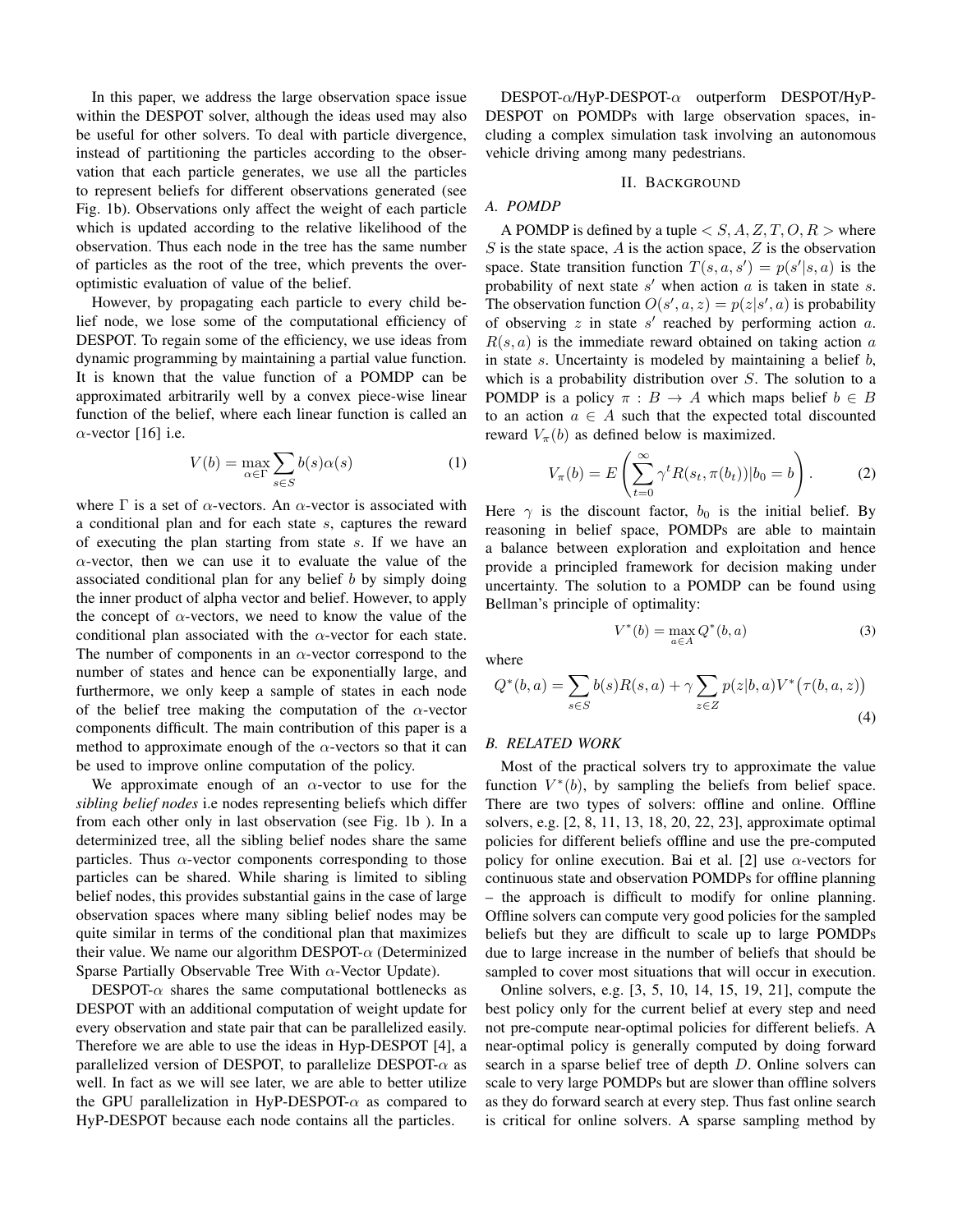In this paper, we address the large observation space issue within the DESPOT solver, although the ideas used may also be useful for other solvers. To deal with particle divergence, instead of partitioning the particles according to the observation that each particle generates, we use all the particles to represent beliefs for different observations generated (see Fig. 1b). Observations only affect the weight of each particle which is updated according to the relative likelihood of the observation. Thus each node in the tree has the same number of particles as the root of the tree, which prevents the over-optimistic evaluation of value of the belief.

However, by propagating each particle to every child belief node, we lose some of the computational efficiency of DESPOT. To regain some of the efficiency, we use ideas from dynamic programming by maintaining a partial value function. It is known that the value function of a POMDP can be approximated arbitrarily well by a convex piece-wise linear function of the belief, where each linear function is called an $\alpha$-vector [16] i.e.

$$V(b) = \max_{\alpha \in \Gamma} \sum_{s \in S} b(s)\alpha(s) \tag{1}$$

where $\Gamma$ is a set of $\alpha$-vectors. An $\alpha$-vector is associated with a conditional plan and for each state $s$, captures the reward of executing the plan starting from state $s$. If we have an $\alpha$-vector, then we can use it to evaluate the value of the associated conditional plan for any belief $b$ by simply doing the inner product of alpha vector and belief. However, to apply the concept of $\alpha$-vectors, we need to know the value of the conditional plan associated with the $\alpha$-vector for each state. The number of components in an $\alpha$-vector correspond to the number of states and hence can be exponentially large, and furthermore, we only keep a sample of states in each node of the belief tree making the computation of the $\alpha$-vector components difficult. The main contribution of this paper is a method to approximate enough of the $\alpha$-vectors so that it can be used to improve online computation of the policy.

We approximate enough of an $\alpha$-vector to use for the *sibling belief nodes* i.e nodes representing beliefs which differ from each other only in last observation (see Fig. 1b ). In a determinized tree, all the sibling belief nodes share the same particles. Thus $\alpha$-vector components corresponding to those particles can be shared. While sharing is limited to sibling belief nodes, this provides substantial gains in the case of large observation spaces where many sibling belief nodes may be quite similar in terms of the conditional plan that maximizes their value. We name our algorithm DESPOT-$\alpha$ (Determinized Sparse Partially Observable Tree With $\alpha$-Vector Update).

DESPOT-$\alpha$ shares the same computational bottlenecks as DESPOT with an additional computation of weight update for every observation and state pair that can be parallelized easily. Therefore we are able to use the ideas in Hyp-DESPOT [4], a parallelized version of DESPOT, to parallelize DESPOT-$\alpha$ as well. In fact as we will see later, we are able to better utilize the GPU parallelization in HyP-DESPOT-$\alpha$ as compared to HyP-DESPOT because each node contains all the particles.

DESPOT-$\alpha$/HyP-DESPOT-$\alpha$ outperform DESPOT/HyP-DESPOT on POMDPs with large observation spaces, including a complex simulation task involving an autonomous vehicle driving among many pedestrians.

## II. BACKGROUND

### A. POMDP

A POMDP is defined by a tuple $< S, A, Z, T, O, R >$ where $S$ is the state space, $A$ is the action space, $Z$ is the observation space. State transition function $T(s, a, s') = p(s'|s, a)$ is the probability of next state $s'$ when action $a$ is taken in state $s$. The observation function $O(s', a, z) = p(z|s', a)$ is probability of observing $z$ in state $s'$ reached by performing action $a$. $R(s, a)$ is the immediate reward obtained on taking action $a$ in state $s$. Uncertainty is modeled by maintaining a belief $b$, which is a probability distribution over $S$. The solution to a POMDP is a policy $\pi : B \rightarrow A$ which maps belief $b \in B$ to an action $a \in A$ such that the expected total discounted reward $V_\pi(b)$ as defined below is maximized.

$$V_\pi(b) = E\left(\sum_{t=0}^{\infty} \gamma^t R(s_t, \pi(b_t))|b_0 = b\right). \tag{2}$$

Here $\gamma$ is the discount factor, $b_0$ is the initial belief. By reasoning in belief space, POMDPs are able to maintain a balance between exploration and exploitation and hence provide a principled framework for decision making under uncertainty. The solution to a POMDP can be found using Bellman's principle of optimality:

$$V^*(b) = \max_{a \in A} Q^*(b, a) \tag{3}$$

where

$$Q^*(b, a) = \sum_{s \in S} b(s)R(s, a) + \gamma \sum_{z \in Z} p(z|b, a)V^*\big(\tau(b, a, z)\big) \tag{4}$$

### B. RELATED WORK

Most of the practical solvers try to approximate the value function $V^*(b)$, by sampling the beliefs from belief space. There are two types of solvers: offline and online. Offline solvers, e.g. [2, 8, 11, 13, 18, 20, 22, 23], approximate optimal policies for different beliefs offline and use the pre-computed policy for online execution. Bai et al. [2] use $\alpha$-vectors for continuous state and observation POMDPs for offline planning – the approach is difficult to modify for online planning. Offline solvers can compute very good policies for the sampled beliefs but they are difficult to scale up to large POMDPs due to large increase in the number of beliefs that should be sampled to cover most situations that will occur in execution.

Online solvers, e.g. [3, 5, 10, 14, 15, 19, 21], compute the best policy only for the current belief at every step and need not pre-compute near-optimal policies for different beliefs. A near-optimal policy is generally computed by doing forward search in a sparse belief tree of depth $D$. Online solvers can scale to very large POMDPs but are slower than offline solvers as they do forward search at every step. Thus fast online search is critical for online solvers. A sparse sampling method by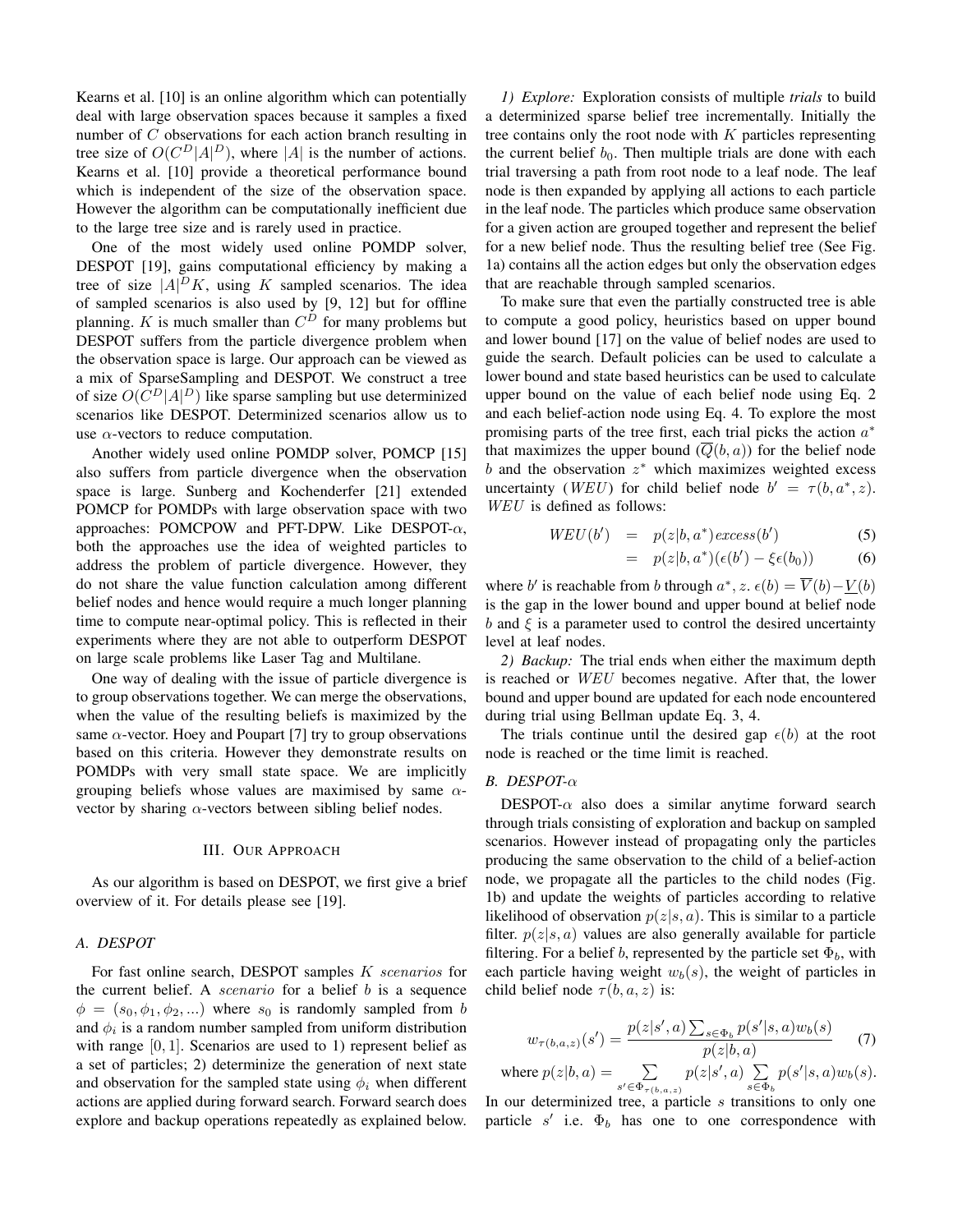Kearns et al. [10] is an online algorithm which can potentially deal with large observation spaces because it samples a fixed number of $C$ observations for each action branch resulting in tree size of $O(C^D|A|^D)$, where $|A|$ is the number of actions. Kearns et al. [10] provide a theoretical performance bound which is independent of the size of the observation space. However the algorithm can be computationally inefficient due to the large tree size and is rarely used in practice.

One of the most widely used online POMDP solver, DESPOT [19], gains computational efficiency by making a tree of size $|A|^D K$, using $K$ sampled scenarios. The idea of sampled scenarios is also used by [9, 12] but for offline planning. $K$ is much smaller than $C^D$ for many problems but DESPOT suffers from the particle divergence problem when the observation space is large. Our approach can be viewed as a mix of SparseSampling and DESPOT. We construct a tree of size $O(C^D|A|^D)$ like sparse sampling but use determinized scenarios like DESPOT. Determinized scenarios allow us to use $\alpha$-vectors to reduce computation.

Another widely used online POMDP solver, POMCP [15] also suffers from particle divergence when the observation space is large. Sunberg and Kochenderfer [21] extended POMCP for POMDPs with large observation space with two approaches: POMCPOW and PFT-DPW. Like DESPOT-$\alpha$, both the approaches use the idea of weighted particles to address the problem of particle divergence. However, they do not share the value function calculation among different belief nodes and hence would require a much longer planning time to compute near-optimal policy. This is reflected in their experiments where they are not able to outperform DESPOT on large scale problems like Laser Tag and Multilane.

One way of dealing with the issue of particle divergence is to group observations together. We can merge the observations, when the value of the resulting beliefs is maximized by the same $\alpha$-vector. Hoey and Poupart [7] try to group observations based on this criteria. However they demonstrate results on POMDPs with very small state space. We are implicitly grouping beliefs whose values are maximised by same $\alpha$-vector by sharing $\alpha$-vectors between sibling belief nodes.

## III. Our Approach

As our algorithm is based on DESPOT, we first give a brief overview of it. For details please see [19].

### A. DESPOT

For fast online search, DESPOT samples $K$ *scenarios* for the current belief. A *scenario* for a belief $b$ is a sequence $\phi = (s_0, \phi_1, \phi_2, ...)$ where $s_0$ is randomly sampled from $b$ and $\phi_i$ is a random number sampled from uniform distribution with range $[0, 1]$. Scenarios are used to 1) represent belief as a set of particles; 2) determinize the generation of next state and observation for the sampled state using $\phi_i$ when different actions are applied during forward search. Forward search does explore and backup operations repeatedly as explained below.

*1) Explore:* Exploration consists of multiple *trials* to build a determinized sparse belief tree incrementally. Initially the tree contains only the root node with $K$ particles representing the current belief $b_0$. Then multiple trials are done with each trial traversing a path from root node to a leaf node. The leaf node is then expanded by applying all actions to each particle in the leaf node. The particles which produce same observation for a given action are grouped together and represent the belief for a new belief node. Thus the resulting belief tree (See Fig. 1a) contains all the action edges but only the observation edges that are reachable through sampled scenarios.

To make sure that even the partially constructed tree is able to compute a good policy, heuristics based on upper bound and lower bound [17] on the value of belief nodes are used to guide the search. Default policies can be used to calculate a lower bound and state based heuristics can be used to calculate upper bound on the value of each belief node using Eq. 2 and each belief-action node using Eq. 4. To explore the most promising parts of the tree first, each trial picks the action $a^*$ that maximizes the upper bound ($\overline{Q}(b, a)$) for the belief node $b$ and the observation $z^*$ which maximizes weighted excess uncertainty ($WEU$) for child belief node $b' = \tau(b, a^*, z)$. $WEU$ is defined as follows:

$$WEU(b') = p(z|b, a^*)excess(b') \tag{5}$$
$$= p(z|b, a^*)(\epsilon(b') - \xi\epsilon(b_0)) \tag{6}$$

where $b'$ is reachable from $b$ through $a^*, z$. $\epsilon(b) = \overline{V}(b) - \underline{V}(b)$ is the gap in the lower bound and upper bound at belief node $b$ and $\xi$ is a parameter used to control the desired uncertainty level at leaf nodes.

*2) Backup:* The trial ends when either the maximum depth is reached or $WEU$ becomes negative. After that, the lower bound and upper bound are updated for each node encountered during trial using Bellman update Eq. 3, 4.

The trials continue until the desired gap $\epsilon(b)$ at the root node is reached or the time limit is reached.

### B. DESPOT-$\alpha$

DESPOT-$\alpha$ also does a similar anytime forward search through trials consisting of exploration and backup on sampled scenarios. However instead of propagating only the particles producing the same observation to the child of a belief-action node, we propagate all the particles to the child nodes (Fig. 1b) and update the weights of particles according to relative likelihood of observation $p(z|s, a)$. This is similar to a particle filter. $p(z|s, a)$ values are also generally available for particle filtering. For a belief $b$, represented by the particle set $\Phi_b$, with each particle having weight $w_b(s)$, the weight of particles in child belief node $\tau(b, a, z)$ is:

$$w_{\tau(b,a,z)}(s') = \frac{p(z|s', a)\sum_{s\in\Phi_b} p(s'|s, a)w_b(s)}{p(z|b, a)} \tag{7}$$

where $p(z|b, a) = \sum_{s'\in\Phi_{\tau(b,a,z)}} p(z|s', a) \sum_{s\in\Phi_b} p(s'|s, a)w_b(s)$.

In our determinized tree, a particle $s$ transitions to only one particle $s'$ i.e. $\Phi_b$ has one to one correspondence with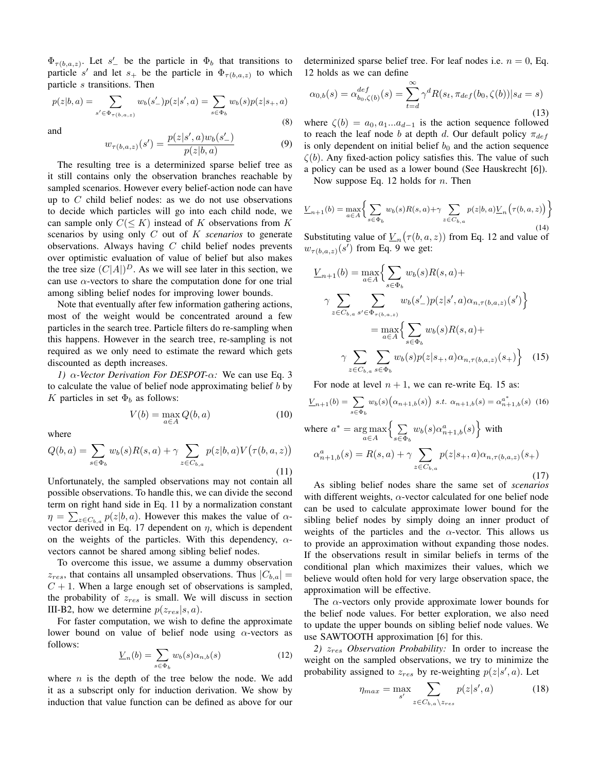$\Phi_{\tau(b,a,z)}$. Let $s'_-$ be the particle in $\Phi_b$ that transitions to particle $s'$ and let $s_+$ be the particle in $\Phi_{\tau(b,a,z)}$ to which particle $s$ transitions. Then

$$p(z|b,a) = \sum_{s' \in \Phi_{\tau(b,a,z)}} w_b(s'_-) p(z|s',a) = \sum_{s \in \Phi_b} w_b(s) p(z|s_+,a) \tag{8}$$

and

$$w_{\tau(b,a,z)}(s') = \frac{p(z|s',a) w_b(s'_-)}{p(z|b,a)} \tag{9}$$

The resulting tree is a determinized sparse belief tree as it still contains only the observation branches reachable by sampled scenarios. However every belief-action node can have up to $C$ child belief nodes: as we do not use observations to decide which particles will go into each child node, we can sample only $C(\leq K)$ instead of $K$ observations from $K$ scenarios by using only $C$ out of $K$ *scenarios* to generate observations. Always having $C$ child belief nodes prevents over optimistic evaluation of value of belief but also makes the tree size $(C|A|)^D$. As we will see later in this section, we can use $\alpha$-vectors to share the computation done for one trial among sibling belief nodes for improving lower bounds.

Note that eventually after few information gathering actions, most of the weight would be concentrated around a few particles in the search tree. Particle filters do re-sampling when this happens. However in the search tree, re-sampling is not required as we only need to estimate the reward which gets discounted as depth increases.

*1) $\alpha$-Vector Derivation For DESPOT-$\alpha$:* We can use Eq. 3 to calculate the value of belief node approximating belief $b$ by $K$ particles in set $\Phi_b$ as follows:

$$V(b) = \max_{a \in A} Q(b,a) \tag{10}$$

where

$$Q(b,a) = \sum_{s \in \Phi_b} w_b(s) R(s,a) + \gamma \sum_{z \in C_{b,a}} p(z|b,a) V\big(\tau(b,a,z)\big) \tag{11}$$

Unfortunately, the sampled observations may not contain all possible observations. To handle this, we can divide the second term on right hand side in Eq. 11 by a normalization constant $\eta = \sum_{z \in C_{b,a}} p(z|b,a)$. However this makes the value of $\alpha$-vector derived in Eq. 17 dependent on $\eta$, which is dependent on the weights of the particles. With this dependency, $\alpha$-vectors cannot be shared among sibling belief nodes.

To overcome this issue, we assume a dummy observation $z_{res}$, that contains all unsampled observations. Thus $|C_{b,a}| = C + 1$. When a large enough set of observations is sampled, the probability of $z_{res}$ is small. We will discuss in section III-B2, how we determine $p(z_{res}|s,a)$.

For faster computation, we wish to define the approximate lower bound on value of belief node using $\alpha$-vectors as follows:

$$\underline{V}_n(b) = \sum_{s \in \Phi_b} w_b(s) \alpha_{n,b}(s) \tag{12}$$

where $n$ is the depth of the tree below the node. We add it as a subscript only for induction derivation. We show by induction that value function can be defined as above for our determinized sparse belief tree. For leaf nodes i.e. $n = 0$, Eq. 12 holds as we can define

$$\alpha_{0,b}(s) \overset{def}{=} \alpha_{b_0,\zeta(b)}(s) = \sum_{t=d}^{\infty} \gamma^d R(s_t, \pi_{def}(b_0, \zeta(b)) | s_d = s) \tag{13}$$

where $\zeta(b) = a_0, a_1 ... a_{d-1}$ is the action sequence followed to reach the leaf node $b$ at depth $d$. Our default policy $\pi_{def}$ is only dependent on initial belief $b_0$ and the action sequence $\zeta(b)$. Any fixed-action policy satisfies this. The value of such a policy can be used as a lower bound (See Hauskrecht [6]).

Now suppose Eq. 12 holds for $n$. Then

$$\underline{V}_{n+1}(b) = \max_{a \in A} \Big\{ \sum_{s \in \Phi_b} w_b(s) R(s,a) + \gamma \sum_{z \in C_{b,a}} p(z|b,a) \underline{V}_n\big(\tau(b,a,z)\big) \Big\} \tag{14}$$

Substituting value of $\underline{V}_n\big(\tau(b,a,z)\big)$ from Eq. 12 and value of $w_{\tau(b,a,z)}(s')$ from Eq. 9 we get:

$$\begin{aligned}
\underline{V}_{n+1}(b) = \max_{a \in A} \Big\{ & \sum_{s \in \Phi_b} w_b(s) R(s,a) + \\
& \gamma \sum_{z \in C_{b,a}} \sum_{s' \in \Phi_{\tau(b,a,z)}} w_b(s'_-) p(z|s',a) \alpha_{n,\tau(b,a,z)}(s') \Big\} \\
= \max_{a \in A} \Big\{ & \sum_{s \in \Phi_b} w_b(s) R(s,a) + \\
& \gamma \sum_{z \in C_{b,a}} \sum_{s \in \Phi_b} w_b(s) p(z|s_+,a) \alpha_{n,\tau(b,a,z)}(s_+) \Big\}
\end{aligned} \tag{15}$$

For node at level $n+1$, we can re-write Eq. 15 as:

$$\underline{V}_{n+1}(b) = \sum_{s \in \Phi_b} w_b(s) \big(\alpha_{n+1,b}(s)\big) \ \ s.t. \ \alpha_{n+1,b}(s) = \alpha^{a^*}_{n+1,b}(s) \tag{16}$$

where $a^* = \arg\max_{a \in A} \Big\{ \sum_{s \in \Phi_b} w_b(s) \alpha^a_{n+1,b}(s) \Big\}$ with

$$\alpha^a_{n+1,b}(s) = R(s,a) + \gamma \sum_{z \in C_{b,a}} p(z|s_+,a) \alpha_{n,\tau(b,a,z)}(s_+) \tag{17}$$

As sibling belief nodes share the same set of *scenarios* with different weights, $\alpha$-vector calculated for one belief node can be used to calculate approximate lower bound for the sibling belief nodes by simply doing an inner product of weights of the particles and the $\alpha$-vector. This allows us to provide an approximation without expanding those nodes. If the observations result in similar beliefs in terms of the conditional plan which maximizes their values, which we believe would often hold for very large observation space, the approximation will be effective.

The $\alpha$-vectors only provide approximate lower bounds for the belief node values. For better exploration, we also need to update the upper bounds on sibling belief node values. We use SAWTOOTH approximation [6] for this.

*2) $z_{res}$ Observation Probability:* In order to increase the weight on the sampled observations, we try to minimize the probability assigned to $z_{res}$ by re-weighting $p(z|s',a)$. Let

$$\eta_{max} = \max_{s'} \sum_{z \in C_{b,a} \setminus z_{res}} p(z|s',a) \tag{18}$$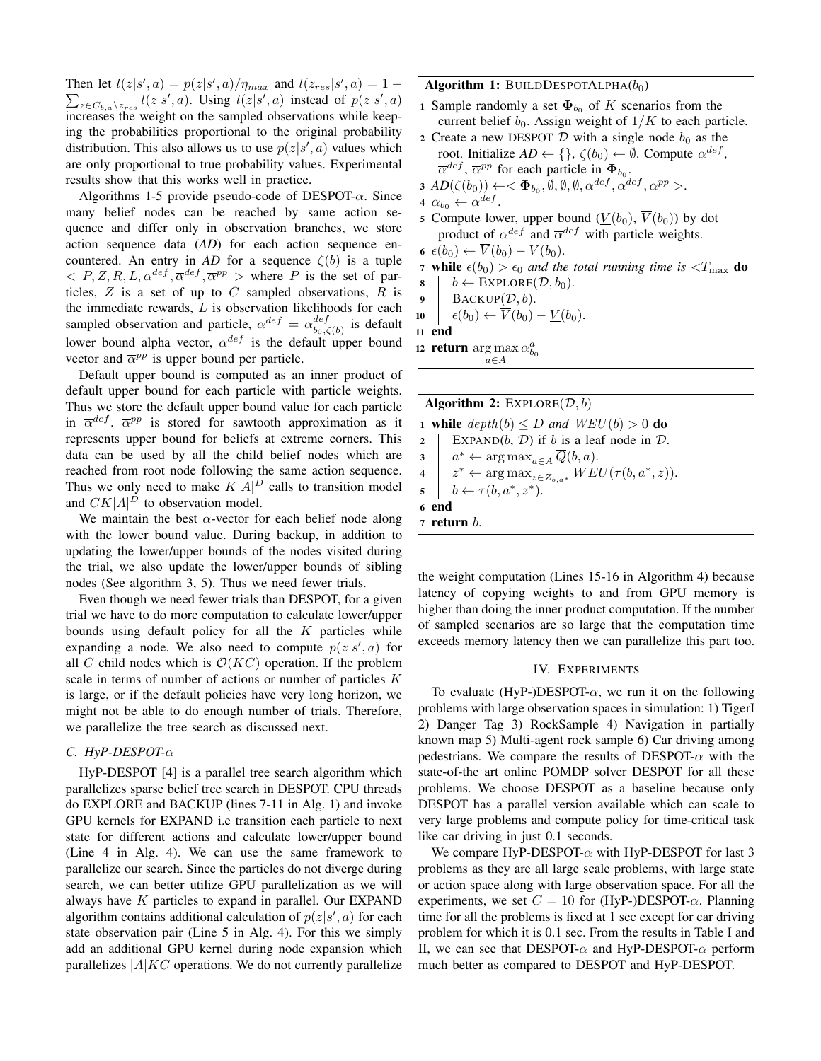Then let $l(z|s', a) = p(z|s', a)/\eta_{max}$ and $l(z_{res}|s', a) = 1 - \sum_{z \in C_{b,a} \setminus z_{res}} l(z|s', a)$. Using $l(z|s', a)$ instead of $p(z|s', a)$ increases the weight on the sampled observations while keeping the probabilities proportional to the original probability distribution. This also allows us to use $p(z|s', a)$ values which are only proportional to true probability values. Experimental results show that this works well in practice.

Algorithms 1-5 provide pseudo-code of DESPOT-$\alpha$. Since many belief nodes can be reached by same action sequence and differ only in observation branches, we store action sequence data (*AD*) for each action sequence encountered. An entry in *AD* for a sequence $\zeta(b)$ is a tuple $< P, Z, R, L, \alpha^{def}, \overline{\alpha}^{def}, \overline{\alpha}^{pp} >$ where $P$ is the set of particles, $Z$ is a set of up to $C$ sampled observations, $R$ is the immediate rewards, $L$ is observation likelihoods for each sampled observation and particle, $\alpha^{def} = \alpha^{def}_{b_0, \zeta(b)}$ is default lower bound alpha vector, $\overline{\alpha}^{def}$ is the default upper bound vector and $\overline{\alpha}^{pp}$ is upper bound per particle.

Default upper bound is computed as an inner product of default upper bound for each particle with particle weights. Thus we store the default upper bound value for each particle in $\overline{\alpha}^{def}$. $\overline{\alpha}^{pp}$ is stored for sawtooth approximation as it represents upper bound for beliefs at extreme corners. This data can be used by all the child belief nodes which are reached from root node following the same action sequence. Thus we only need to make $K|A|^D$ calls to transition model and $CK|A|^D$ to observation model.

We maintain the best $\alpha$-vector for each belief node along with the lower bound value. During backup, in addition to updating the lower/upper bounds of the nodes visited during the trial, we also update the lower/upper bounds of sibling nodes (See algorithm 3, 5). Thus we need fewer trials.

Even though we need fewer trials than DESPOT, for a given trial we have to do more computation to calculate lower/upper bounds using default policy for all the $K$ particles while expanding a node. We also need to compute $p(z|s', a)$ for all $C$ child nodes which is $\mathcal{O}(KC)$ operation. If the problem scale in terms of number of actions or number of particles $K$ is large, or if the default policies have very long horizon, we might not be able to do enough number of trials. Therefore, we parallelize the tree search as discussed next.

### C. HyP-DESPOT-$\alpha$

HyP-DESPOT [4] is a parallel tree search algorithm which parallelizes sparse belief tree search in DESPOT. CPU threads do EXPLORE and BACKUP (lines 7-11 in Alg. 1) and invoke GPU kernels for EXPAND i.e transition each particle to next state for different actions and calculate lower/upper bound (Line 4 in Alg. 4). We can use the same framework to parallelize our search. Since the particles do not diverge during search, we can better utilize GPU parallelization as we will always have $K$ particles to expand in parallel. Our EXPAND algorithm contains additional calculation of $p(z|s', a)$ for each state observation pair (Line 5 in Alg. 4). For this we simply add an additional GPU kernel during node expansion which parallelizes $|A|KC$ operations. We do not currently parallelize

**Algorithm 1:** BUILDDESPOTALPHA($b_0$)

1. Sample randomly a set $\Phi_{b_0}$ of $K$ scenarios from the current belief $b_0$. Assign weight of $1/K$ to each particle.
2. Create a new DESPOT $\mathcal{D}$ with a single node $b_0$ as the root. Initialize $AD \leftarrow \{\}$, $\zeta(b_0) \leftarrow \emptyset$. Compute $\alpha^{def}$, $\overline{\alpha}^{def}$, $\overline{\alpha}^{pp}$ for each particle in $\Phi_{b_0}$.
3. $AD(\zeta(b_0)) \leftarrow < \Phi_{b_0}, \emptyset, \emptyset, \emptyset, \alpha^{def}, \overline{\alpha}^{def}, \overline{\alpha}^{pp} >$.
4. $\alpha_{b_0} \leftarrow \alpha^{def}$.
5. Compute lower, upper bound ($\underline{V}(b_0)$, $\overline{V}(b_0)$) by dot product of $\alpha^{def}$ and $\overline{\alpha}^{def}$ with particle weights.
6. $\epsilon(b_0) \leftarrow \overline{V}(b_0) - \underline{V}(b_0)$.
7. **while** $\epsilon(b_0) > \epsilon_0$ *and the total running time is* $< T_{\max}$ **do**
8. &nbsp;&nbsp;&nbsp;&nbsp;$b \leftarrow$ EXPLORE($\mathcal{D}, b_0$).
9. &nbsp;&nbsp;&nbsp;&nbsp;BACKUP($\mathcal{D}, b$).
10. &nbsp;&nbsp;&nbsp;&nbsp;$\epsilon(b_0) \leftarrow \overline{V}(b_0) - \underline{V}(b_0)$.
11. **end**
12. **return** $\arg\max_{a \in A} \alpha^a_{b_0}$

**Algorithm 2:** EXPLORE($\mathcal{D}, b$)

1. **while** $depth(b) \leq D$ *and* $WEU(b) > 0$ **do**
2. &nbsp;&nbsp;&nbsp;&nbsp;EXPAND($b$, $\mathcal{D}$) if $b$ is a leaf node in $\mathcal{D}$.
3. &nbsp;&nbsp;&nbsp;&nbsp;$a^* \leftarrow \arg\max_{a \in A} \overline{Q}(b, a)$.
4. &nbsp;&nbsp;&nbsp;&nbsp;$z^* \leftarrow \arg\max_{z \in Z_{b,a^*}} WEU(\tau(b, a^*, z))$.
5. &nbsp;&nbsp;&nbsp;&nbsp;$b \leftarrow \tau(b, a^*, z^*)$.
6. **end**
7. **return** $b$.

the weight computation (Lines 15-16 in Algorithm 4) because latency of copying weights to and from GPU memory is higher than doing the inner product computation. If the number of sampled scenarios are so large that the computation time exceeds memory latency then we can parallelize this part too.

## IV. EXPERIMENTS

To evaluate (HyP-)DESPOT-$\alpha$, we run it on the following problems with large observation spaces in simulation: 1) TigerI 2) Danger Tag 3) RockSample 4) Navigation in partially known map 5) Multi-agent rock sample 6) Car driving among pedestrians. We compare the results of DESPOT-$\alpha$ with the state-of-the art online POMDP solver DESPOT for all these problems. We choose DESPOT as a baseline because only DESPOT has a parallel version available which can scale to very large problems and compute policy for time-critical task like car driving in just 0.1 seconds.

We compare HyP-DESPOT-$\alpha$ with HyP-DESPOT for last 3 problems as they are all large scale problems, with large state or action space along with large observation space. For all the experiments, we set $C = 10$ for (HyP-)DESPOT-$\alpha$. Planning time for all the problems is fixed at 1 sec except for car driving problem for which it is 0.1 sec. From the results in Table I and II, we can see that DESPOT-$\alpha$ and HyP-DESPOT-$\alpha$ perform much better as compared to DESPOT and HyP-DESPOT.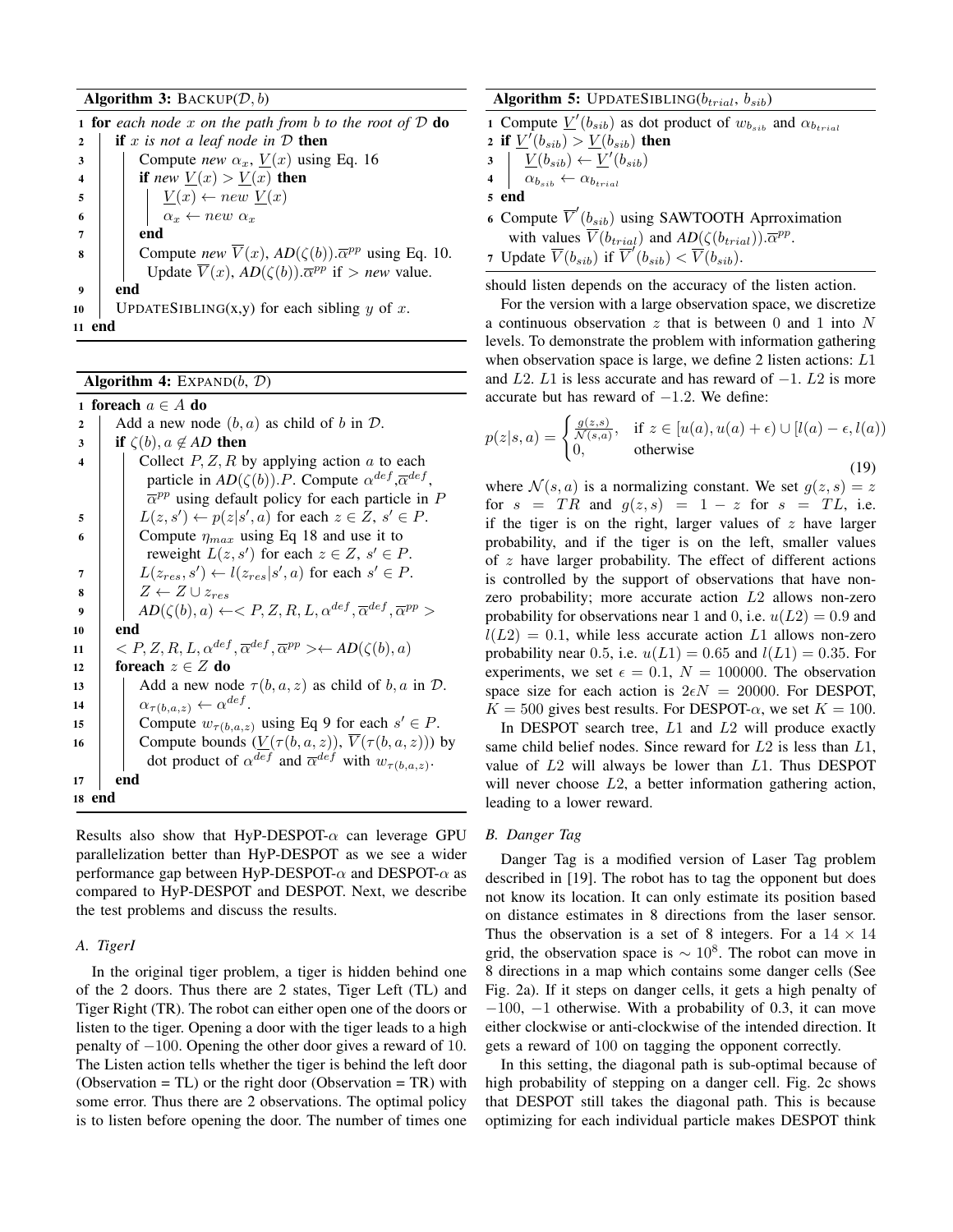**Algorithm 3:** BACKUP($\mathcal{D}, b$)

```
1  for each node x on the path from b to the root of D do
2      if x is not a leaf node in D then
3          Compute new α_x, V̲(x) using Eq. 16
4          if new V̲(x) > V̲(x) then
5              V̲(x) ← new V̲(x)
6              α_x ← new α_x
7          end
8          Compute new V̄(x), AD(ζ(b)).ᾱ^pp using Eq. 10.
               Update V̄(x), AD(ζ(b)).ᾱ^pp if > new value.
9      end
10     UPDATESIBLING(x,y) for each sibling y of x.
11 end
```

**Algorithm 4:** EXPAND($b$, $\mathcal{D}$)

```
1  foreach a ∈ A do
2      Add a new node (b, a) as child of b in D.
3      if ζ(b), a ∉ AD then
4          Collect P, Z, R by applying action a to each
               particle in AD(ζ(b)).P. Compute α^def, ᾱ^def,
               ᾱ^pp using default policy for each particle in P
5          L(z, s') ← p(z|s', a) for each z ∈ Z, s' ∈ P.
6          Compute η_max using Eq 18 and use it to
               reweight L(z, s') for each z ∈ Z, s' ∈ P.
7          L(z_res, s') ← l(z_res|s', a) for each s' ∈ P.
8          Z ← Z ∪ z_res
9          AD(ζ(b), a) ← < P, Z, R, L, α^def, ᾱ^def, ᾱ^pp >
10     end
11     < P, Z, R, L, α^def, ᾱ^def, ᾱ^pp > ← AD(ζ(b), a)
12     foreach z ∈ Z do
13         Add a new node τ(b, a, z) as child of b, a in D.
14         α_τ(b,a,z) ← α^def.
15         Compute w_τ(b,a,z) using Eq 9 for each s' ∈ P.
16         Compute bounds (V̲(τ(b, a, z)), V̄(τ(b, a, z))) by
               dot product of α^def and ᾱ^def with w_τ(b,a,z).
17     end
18 end
```

Results also show that HyP-DESPOT-$\alpha$ can leverage GPU parallelization better than HyP-DESPOT as we see a wider performance gap between HyP-DESPOT-$\alpha$ and DESPOT-$\alpha$ as compared to HyP-DESPOT and DESPOT. Next, we describe the test problems and discuss the results.

### A. TigerI

In the original tiger problem, a tiger is hidden behind one of the 2 doors. Thus there are 2 states, Tiger Left (TL) and Tiger Right (TR). The robot can either open one of the doors or listen to the tiger. Opening a door with the tiger leads to a high penalty of $-100$. Opening the other door gives a reward of 10. The Listen action tells whether the tiger is behind the left door (Observation = TL) or the right door (Observation = TR) with some error. Thus there are 2 observations. The optimal policy is to listen before opening the door. The number of times one

**Algorithm 5:** UPDATESIBLING($b_{trial}$, $b_{sib}$)

```
1  Compute V̲'(b_sib) as dot product of w_{b_sib} and α_{b_trial}
2  if V̲'(b_sib) > V̲(b_sib) then
3      V̲(b_sib) ← V̲'(b_sib)
4      α_{b_sib} ← α_{b_trial}
5  end
6  Compute V̄'(b_sib) using SAWTOOTH Aprroximation
       with values V̄(b_trial) and AD(ζ(b_trial)).ᾱ^pp.
7  Update V̄(b_sib) if V̄'(b_sib) < V̄(b_sib).
```

should listen depends on the accuracy of the listen action.

For the version with a large observation space, we discretize a continuous observation $z$ that is between 0 and 1 into $N$ levels. To demonstrate the problem with information gathering when observation space is large, we define 2 listen actions: $L1$ and $L2$. $L1$ is less accurate and has reward of $-1$. $L2$ is more accurate but has reward of $-1.2$. We define:

$$p(z|s,a) = \begin{cases} \frac{g(z,s)}{\mathcal{N}(s,a)}, & \text{if } z \in [u(a), u(a)+\epsilon) \cup [l(a)-\epsilon, l(a)) \\ 0, & \text{otherwise} \end{cases} \tag{19}$$

where $\mathcal{N}(s,a)$ is a normalizing constant. We set $g(z,s) = z$ for $s = TR$ and $g(z,s) = 1-z$ for $s = TL$, i.e. if the tiger is on the right, larger values of $z$ have larger probability, and if the tiger is on the left, smaller values of $z$ have larger probability. The effect of different actions is controlled by the support of observations that have non-zero probability; more accurate action $L2$ allows non-zero probability for observations near 1 and 0, i.e. $u(L2) = 0.9$ and $l(L2) = 0.1$, while less accurate action $L1$ allows non-zero probability near 0.5, i.e. $u(L1) = 0.65$ and $l(L1) = 0.35$. For experiments, we set $\epsilon = 0.1$, $N = 100000$. The observation space size for each action is $2\epsilon N = 20000$. For DESPOT, $K = 500$ gives best results. For DESPOT-$\alpha$, we set $K = 100$.

In DESPOT search tree, $L1$ and $L2$ will produce exactly same child belief nodes. Since reward for $L2$ is less than $L1$, value of $L2$ will always be lower than $L1$. Thus DESPOT will never choose $L2$, a better information gathering action, leading to a lower reward.

### B. Danger Tag

Danger Tag is a modified version of Laser Tag problem described in [19]. The robot has to tag the opponent but does not know its location. It can only estimate its position based on distance estimates in 8 directions from the laser sensor. Thus the observation is a set of 8 integers. For a $14 \times 14$ grid, the observation space is $\sim 10^8$. The robot can move in 8 directions in a map which contains some danger cells (See Fig. 2a). If it steps on danger cells, it gets a high penalty of $-100$, $-1$ otherwise. With a probability of 0.3, it can move either clockwise or anti-clockwise of the intended direction. It gets a reward of 100 on tagging the opponent correctly.

In this setting, the diagonal path is sub-optimal because of high probability of stepping on a danger cell. Fig. 2c shows that DESPOT still takes the diagonal path. This is because optimizing for each individual particle makes DESPOT think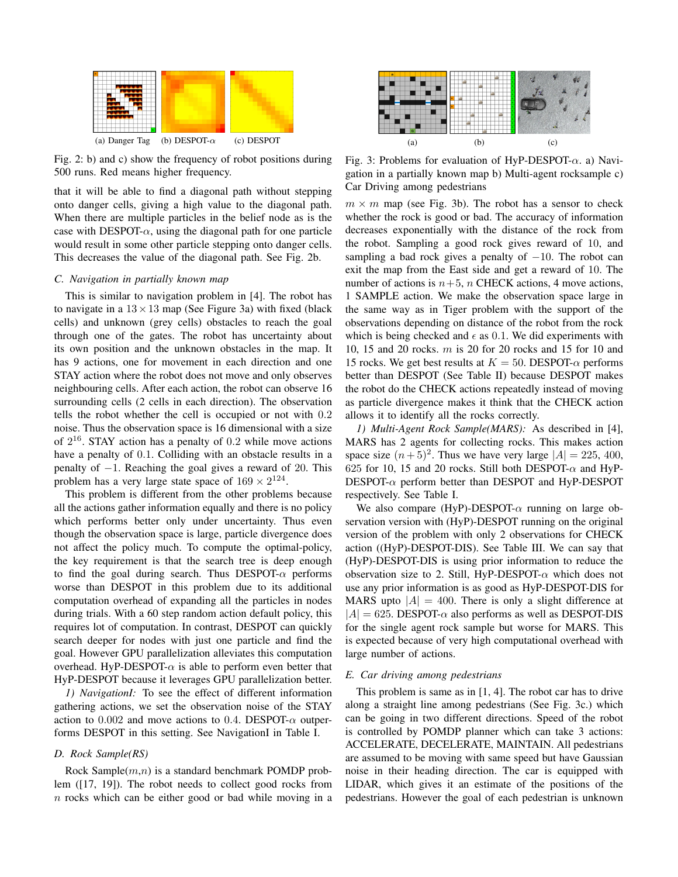(a) Danger Tag (b) DESPOT-$\alpha$ (c) DESPOT

Fig. 2: b) and c) show the frequency of robot positions during 500 runs. Red means higher frequency.

that it will be able to find a diagonal path without stepping onto danger cells, giving a high value to the diagonal path. When there are multiple particles in the belief node as is the case with DESPOT-$\alpha$, using the diagonal path for one particle would result in some other particle stepping onto danger cells. This decreases the value of the diagonal path. See Fig. 2b.

### C. Navigation in partially known map

This is similar to navigation problem in [4]. The robot has to navigate in a $13 \times 13$ map (See Figure 3a) with fixed (black cells) and unknown (grey cells) obstacles to reach the goal through one of the gates. The robot has uncertainty about its own position and the unknown obstacles in the map. It has 9 actions, one for movement in each direction and one STAY action where the robot does not move and only observes neighbouring cells. After each action, the robot can observe 16 surrounding cells (2 cells in each direction). The observation tells the robot whether the cell is occupied or not with 0.2 noise. Thus the observation space is 16 dimensional with a size of $2^{16}$. STAY action has a penalty of 0.2 while move actions have a penalty of 0.1. Colliding with an obstacle results in a penalty of $-1$. Reaching the goal gives a reward of 20. This problem has a very large state space of $169 \times 2^{124}$.

This problem is different from the other problems because all the actions gather information equally and there is no policy which performs better only under uncertainty. Thus even though the observation space is large, particle divergence does not affect the policy much. To compute the optimal-policy, the key requirement is that the search tree is deep enough to find the goal during search. Thus DESPOT-$\alpha$ performs worse than DESPOT in this problem due to its additional computation overhead of expanding all the particles in nodes during trials. With a 60 step random action default policy, this requires lot of computation. In contrast, DESPOT can quickly search deeper for nodes with just one particle and find the goal. However GPU parallelization alleviates this computation overhead. HyP-DESPOT-$\alpha$ is able to perform even better that HyP-DESPOT because it leverages GPU parallelization better.

*1) NavigationI:* To see the effect of different information gathering actions, we set the observation noise of the STAY action to 0.002 and move actions to 0.4. DESPOT-$\alpha$ outperforms DESPOT in this setting. See NavigationI in Table I.

### D. Rock Sample(RS)

Rock Sample($m$,$n$) is a standard benchmark POMDP problem ([17, 19]). The robot needs to collect good rocks from $n$ rocks which can be either good or bad while moving in a $m \times m$ map (see Fig. 3b). The robot has a sensor to check whether the rock is good or bad. The accuracy of information decreases exponentially with the distance of the rock from the robot. Sampling a good rock gives reward of 10, and sampling a bad rock gives a penalty of $-10$. The robot can exit the map from the East side and get a reward of 10. The number of actions is $n+5$, $n$ CHECK actions, 4 move actions, 1 SAMPLE action. We make the observation space large in the same way as in Tiger problem with the support of the observations depending on distance of the robot from the rock which is being checked and $\epsilon$ as 0.1. We did experiments with 10, 15 and 20 rocks. $m$ is 20 for 20 rocks and 15 for 10 and 15 rocks. We get best results at $K = 50$. DESPOT-$\alpha$ performs better than DESPOT (See Table II) because DESPOT makes the robot do the CHECK actions repeatedly instead of moving as particle divergence makes it think that the CHECK action allows it to identify all the rocks correctly.

(a) (b) (c)

Fig. 3: Problems for evaluation of HyP-DESPOT-$\alpha$. a) Navigation in a partially known map b) Multi-agent rocksample c) Car Driving among pedestrians

*1) Multi-Agent Rock Sample(MARS):* As described in [4], MARS has 2 agents for collecting rocks. This makes action space size $(n+5)^2$. Thus we have very large $|A| = 225$, 400, 625 for 10, 15 and 20 rocks. Still both DESPOT-$\alpha$ and HyP-DESPOT-$\alpha$ perform better than DESPOT and HyP-DESPOT respectively. See Table I.

We also compare (HyP)-DESPOT-$\alpha$ running on large observation version with (HyP)-DESPOT running on the original version of the problem with only 2 observations for CHECK action ((HyP)-DESPOT-DIS). See Table III. We can say that (HyP)-DESPOT-DIS is using prior information to reduce the observation size to 2. Still, HyP-DESPOT-$\alpha$ which does not use any prior information is as good as HyP-DESPOT-DIS for MARS upto $|A| = 400$. There is only a slight difference at $|A| = 625$. DESPOT-$\alpha$ also performs as well as DESPOT-DIS for the single agent rock sample but worse for MARS. This is expected because of very high computational overhead with large number of actions.

### E. Car driving among pedestrians

This problem is same as in [1, 4]. The robot car has to drive along a straight line among pedestrians (See Fig. 3c.) which can be going in two different directions. Speed of the robot is controlled by POMDP planner which can take 3 actions: ACCELERATE, DECELERATE, MAINTAIN. All pedestrians are assumed to be moving with same speed but have Gaussian noise in their heading direction. The car is equipped with LIDAR, which gives it an estimate of the positions of the pedestrians. However the goal of each pedestrian is unknown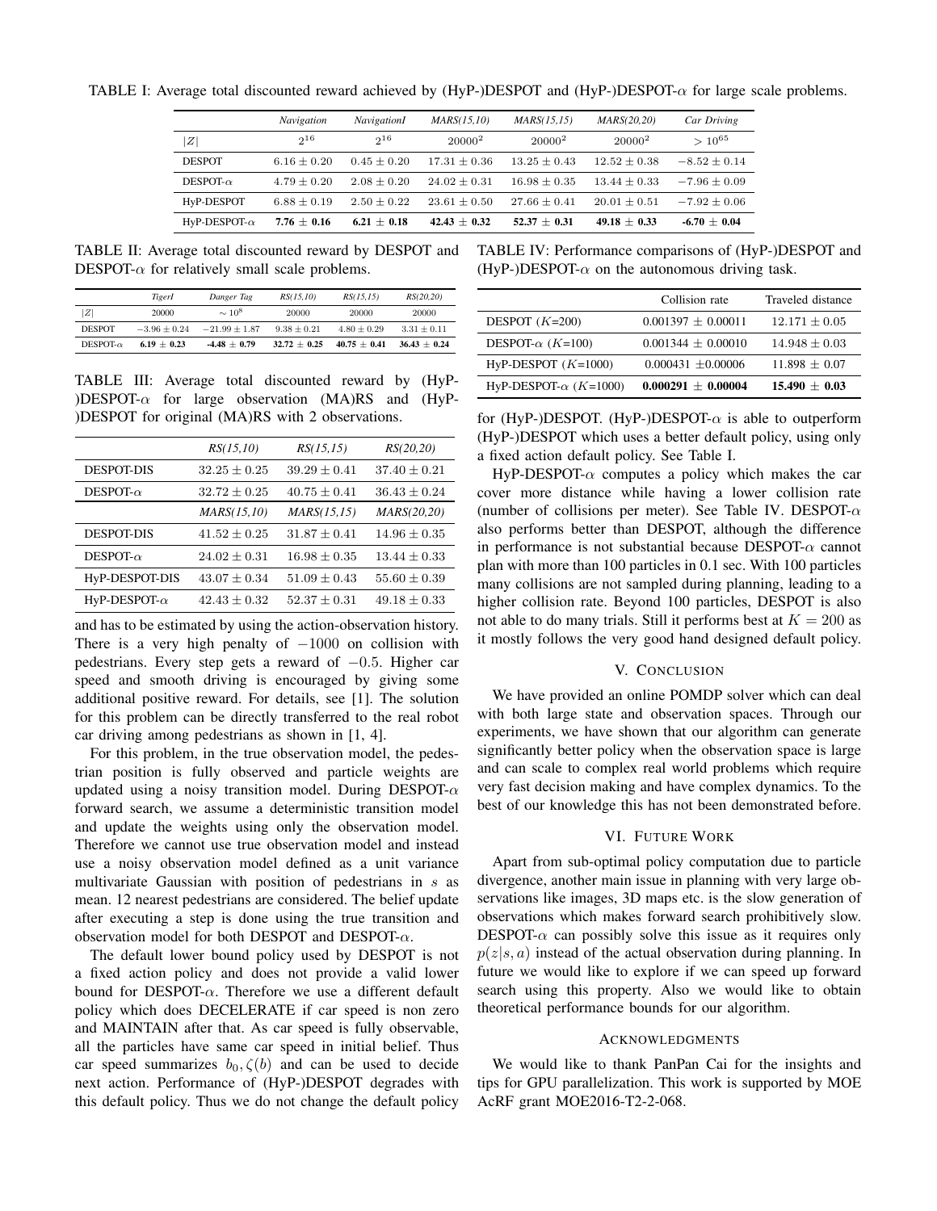TABLE I: Average total discounted reward achieved by (HyP-)DESPOT and (HyP-)DESPOT-$\alpha$ for large scale problems.

| | *Navigation* | *NavigationI* | *MARS(15,10)* | *MARS(15,15)* | *MARS(20,20)* | *Car Driving* |
|---|---|---|---|---|---|---|
| $\|Z\|$ | $2^{16}$ | $2^{16}$ | $20000^2$ | $20000^2$ | $20000^2$ | $> 10^{65}$ |
| DESPOT | $6.16 \pm 0.20$ | $0.45 \pm 0.20$ | $17.31 \pm 0.36$ | $13.25 \pm 0.43$ | $12.52 \pm 0.38$ | $-8.52 \pm 0.14$ |
| DESPOT-$\alpha$ | $4.79 \pm 0.20$ | $2.08 \pm 0.20$ | $24.02 \pm 0.31$ | $16.98 \pm 0.35$ | $13.44 \pm 0.33$ | $-7.96 \pm 0.09$ |
| HyP-DESPOT | $6.88 \pm 0.19$ | $2.50 \pm 0.22$ | $23.61 \pm 0.50$ | $27.66 \pm 0.41$ | $20.01 \pm 0.51$ | $-7.92 \pm 0.06$ |
| HyP-DESPOT-$\alpha$ | **7.76 ± 0.16** | **6.21 ± 0.18** | **42.43 ± 0.32** | **52.37 ± 0.31** | **49.18 ± 0.33** | **-6.70 ± 0.04** |

TABLE II: Average total discounted reward by DESPOT and DESPOT-$\alpha$ for relatively small scale problems.

| | *TigerI* | *Danger Tag* | *RS(15,10)* | *RS(15,15)* | *RS(20,20)* |
|---|---|---|---|---|---|
| $\|Z\|$ | 20000 | $\sim 10^8$ | 20000 | 20000 | 20000 |
| DESPOT | $-3.96 \pm 0.24$ | $-21.99 \pm 1.87$ | $9.38 \pm 0.21$ | $4.80 \pm 0.29$ | $3.31 \pm 0.11$ |
| DESPOT-$\alpha$ | **6.19 ± 0.23** | **-4.48 ± 0.79** | **32.72 ± 0.25** | **40.75 ± 0.41** | **36.43 ± 0.24** |

TABLE III: Average total discounted reward by (HyP-)DESPOT-$\alpha$ for large observation (MA)RS and (HyP-)DESPOT for original (MA)RS with 2 observations.

| | *RS(15,10)* | *RS(15,15)* | *RS(20,20)* |
|---|---|---|---|
| DESPOT-DIS | $32.25 \pm 0.25$ | $39.29 \pm 0.41$ | $37.40 \pm 0.21$ |
| DESPOT-$\alpha$ | $32.72 \pm 0.25$ | $40.75 \pm 0.41$ | $36.43 \pm 0.24$ |
| | *MARS(15,10)* | *MARS(15,15)* | *MARS(20,20)* |
| DESPOT-DIS | $41.52 \pm 0.25$ | $31.87 \pm 0.41$ | $14.96 \pm 0.35$ |
| DESPOT-$\alpha$ | $24.02 \pm 0.31$ | $16.98 \pm 0.35$ | $13.44 \pm 0.33$ |
| HyP-DESPOT-DIS | $43.07 \pm 0.34$ | $51.09 \pm 0.43$ | $55.60 \pm 0.39$ |
| HyP-DESPOT-$\alpha$ | $42.43 \pm 0.32$ | $52.37 \pm 0.31$ | $49.18 \pm 0.33$ |

and has to be estimated by using the action-observation history. There is a very high penalty of $-1000$ on collision with pedestrians. Every step gets a reward of $-0.5$. Higher car speed and smooth driving is encouraged by giving some additional positive reward. For details, see [1]. The solution for this problem can be directly transferred to the real robot car driving among pedestrians as shown in [1, 4].

For this problem, in the true observation model, the pedestrian position is fully observed and particle weights are updated using a noisy transition model. During DESPOT-$\alpha$ forward search, we assume a deterministic transition model and update the weights using only the observation model. Therefore we cannot use true observation model and instead use a noisy observation model defined as a unit variance multivariate Gaussian with position of pedestrians in $s$ as mean. 12 nearest pedestrians are considered. The belief update after executing a step is done using the true transition and observation model for both DESPOT and DESPOT-$\alpha$.

The default lower bound policy used by DESPOT is not a fixed action policy and does not provide a valid lower bound for DESPOT-$\alpha$. Therefore we use a different default policy which does DECELERATE if car speed is non zero and MAINTAIN after that. As car speed is fully observable, all the particles have same car speed in initial belief. Thus car speed summarizes $b_0, \zeta(b)$ and can be used to decide next action. Performance of (HyP-)DESPOT degrades with this default policy. Thus we do not change the default policy for (HyP-)DESPOT. (HyP-)DESPOT-$\alpha$ is able to outperform (HyP-)DESPOT which uses a better default policy, using only a fixed action default policy. See Table I.

TABLE IV: Performance comparisons of (HyP-)DESPOT and (HyP-)DESPOT-$\alpha$ on the autonomous driving task.

| | Collision rate | Traveled distance |
|---|---|---|
| DESPOT ($K$=200) | $0.001397 \pm 0.00011$ | $12.171 \pm 0.05$ |
| DESPOT-$\alpha$ ($K$=100) | $0.001344 \pm 0.00010$ | $14.948 \pm 0.03$ |
| HyP-DESPOT ($K$=1000) | $0.000431 \pm 0.00006$ | $11.898 \pm 0.07$ |
| HyP-DESPOT-$\alpha$ ($K$=1000) | **0.000291 ± 0.00004** | **15.490 ± 0.03** |

HyP-DESPOT-$\alpha$ computes a policy which makes the car cover more distance while having a lower collision rate (number of collisions per meter). See Table IV. DESPOT-$\alpha$ also performs better than DESPOT, although the difference in performance is not substantial because DESPOT-$\alpha$ cannot plan with more than 100 particles in 0.1 sec. With 100 particles many collisions are not sampled during planning, leading to a higher collision rate. Beyond 100 particles, DESPOT is also not able to do many trials. Still it performs best at $K = 200$ as it mostly follows the very good hand designed default policy.

## V. Conclusion

We have provided an online POMDP solver which can deal with both large state and observation spaces. Through our experiments, we have shown that our algorithm can generate significantly better policy when the observation space is large and can scale to complex real world problems which require very fast decision making and have complex dynamics. To the best of our knowledge this has not been demonstrated before.

## VI. Future Work

Apart from sub-optimal policy computation due to particle divergence, another main issue in planning with very large observations like images, 3D maps etc. is the slow generation of observations which makes forward search prohibitively slow. DESPOT-$\alpha$ can possibly solve this issue as it requires only $p(z|s, a)$ instead of the actual observation during planning. In future we would like to explore if we can speed up forward search using this property. Also we would like to obtain theoretical performance bounds for our algorithm.

## Acknowledgments

We would like to thank PanPan Cai for the insights and tips for GPU parallelization. This work is supported by MOE AcRF grant MOE2016-T2-2-068.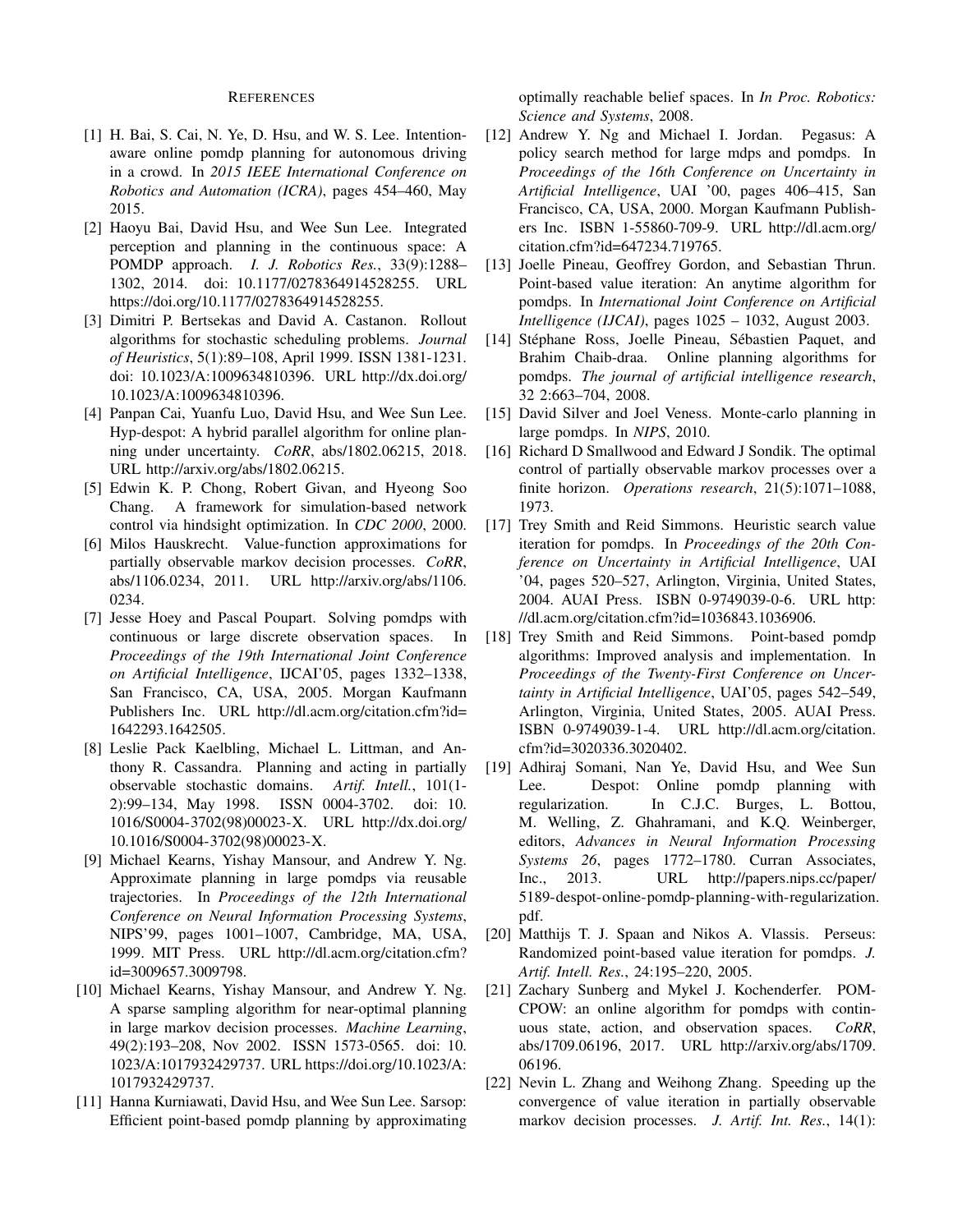## References

[1] H. Bai, S. Cai, N. Ye, D. Hsu, and W. S. Lee. Intention-aware online pomdp planning for autonomous driving in a crowd. In *2015 IEEE International Conference on Robotics and Automation (ICRA)*, pages 454–460, May 2015.

[2] Haoyu Bai, David Hsu, and Wee Sun Lee. Integrated perception and planning in the continuous space: A POMDP approach. *I. J. Robotics Res.*, 33(9):1288–1302, 2014. doi: 10.1177/0278364914528255. URL https://doi.org/10.1177/0278364914528255.

[3] Dimitri P. Bertsekas and David A. Castanon. Rollout algorithms for stochastic scheduling problems. *Journal of Heuristics*, 5(1):89–108, April 1999. ISSN 1381-1231. doi: 10.1023/A:1009634810396. URL http://dx.doi.org/10.1023/A:1009634810396.

[4] Panpan Cai, Yuanfu Luo, David Hsu, and Wee Sun Lee. Hyp-despot: A hybrid parallel algorithm for online planning under uncertainty. *CoRR*, abs/1802.06215, 2018. URL http://arxiv.org/abs/1802.06215.

[5] Edwin K. P. Chong, Robert Givan, and Hyeong Soo Chang. A framework for simulation-based network control via hindsight optimization. In *CDC 2000*, 2000.

[6] Milos Hauskrecht. Value-function approximations for partially observable markov decision processes. *CoRR*, abs/1106.0234, 2011. URL http://arxiv.org/abs/1106.0234.

[7] Jesse Hoey and Pascal Poupart. Solving pomdps with continuous or large discrete observation spaces. In *Proceedings of the 19th International Joint Conference on Artificial Intelligence*, IJCAI'05, pages 1332–1338, San Francisco, CA, USA, 2005. Morgan Kaufmann Publishers Inc. URL http://dl.acm.org/citation.cfm?id=1642293.1642505.

[8] Leslie Pack Kaelbling, Michael L. Littman, and Anthony R. Cassandra. Planning and acting in partially observable stochastic domains. *Artif. Intell.*, 101(1-2):99–134, May 1998. ISSN 0004-3702. doi: 10.1016/S0004-3702(98)00023-X. URL http://dx.doi.org/10.1016/S0004-3702(98)00023-X.

[9] Michael Kearns, Yishay Mansour, and Andrew Y. Ng. Approximate planning in large pomdps via reusable trajectories. In *Proceedings of the 12th International Conference on Neural Information Processing Systems*, NIPS'99, pages 1001–1007, Cambridge, MA, USA, 1999. MIT Press. URL http://dl.acm.org/citation.cfm?id=3009657.3009798.

[10] Michael Kearns, Yishay Mansour, and Andrew Y. Ng. A sparse sampling algorithm for near-optimal planning in large markov decision processes. *Machine Learning*, 49(2):193–208, Nov 2002. ISSN 1573-0565. doi: 10.1023/A:1017932429737. URL https://doi.org/10.1023/A:1017932429737.

[11] Hanna Kurniawati, David Hsu, and Wee Sun Lee. Sarsop: Efficient point-based pomdp planning by approximating optimally reachable belief spaces. In *In Proc. Robotics: Science and Systems*, 2008.

[12] Andrew Y. Ng and Michael I. Jordan. Pegasus: A policy search method for large mdps and pomdps. In *Proceedings of the 16th Conference on Uncertainty in Artificial Intelligence*, UAI '00, pages 406–415, San Francisco, CA, USA, 2000. Morgan Kaufmann Publishers Inc. ISBN 1-55860-709-9. URL http://dl.acm.org/citation.cfm?id=647234.719765.

[13] Joelle Pineau, Geoffrey Gordon, and Sebastian Thrun. Point-based value iteration: An anytime algorithm for pomdps. In *International Joint Conference on Artificial Intelligence (IJCAI)*, pages 1025 – 1032, August 2003.

[14] Stéphane Ross, Joelle Pineau, Sébastien Paquet, and Brahim Chaib-draa. Online planning algorithms for pomdps. *The journal of artificial intelligence research*, 32 2:663–704, 2008.

[15] David Silver and Joel Veness. Monte-carlo planning in large pomdps. In *NIPS*, 2010.

[16] Richard D Smallwood and Edward J Sondik. The optimal control of partially observable markov processes over a finite horizon. *Operations research*, 21(5):1071–1088, 1973.

[17] Trey Smith and Reid Simmons. Heuristic search value iteration for pomdps. In *Proceedings of the 20th Conference on Uncertainty in Artificial Intelligence*, UAI '04, pages 520–527, Arlington, Virginia, United States, 2004. AUAI Press. ISBN 0-9749039-0-6. URL http://dl.acm.org/citation.cfm?id=1036843.1036906.

[18] Trey Smith and Reid Simmons. Point-based pomdp algorithms: Improved analysis and implementation. In *Proceedings of the Twenty-First Conference on Uncertainty in Artificial Intelligence*, UAI'05, pages 542–549, Arlington, Virginia, United States, 2005. AUAI Press. ISBN 0-9749039-1-4. URL http://dl.acm.org/citation.cfm?id=3020336.3020402.

[19] Adhiraj Somani, Nan Ye, David Hsu, and Wee Sun Lee. Despot: Online pomdp planning with regularization. In C.J.C. Burges, L. Bottou, M. Welling, Z. Ghahramani, and K.Q. Weinberger, editors, *Advances in Neural Information Processing Systems 26*, pages 1772–1780. Curran Associates, Inc., 2013. URL http://papers.nips.cc/paper/5189-despot-online-pomdp-planning-with-regularization.pdf.

[20] Matthijs T. J. Spaan and Nikos A. Vlassis. Perseus: Randomized point-based value iteration for pomdps. *J. Artif. Intell. Res.*, 24:195–220, 2005.

[21] Zachary Sunberg and Mykel J. Kochenderfer. POMCPOW: an online algorithm for pomdps with continuous state, action, and observation spaces. *CoRR*, abs/1709.06196, 2017. URL http://arxiv.org/abs/1709.06196.

[22] Nevin L. Zhang and Weihong Zhang. Speeding up the convergence of value iteration in partially observable markov decision processes. *J. Artif. Int. Res.*, 14(1):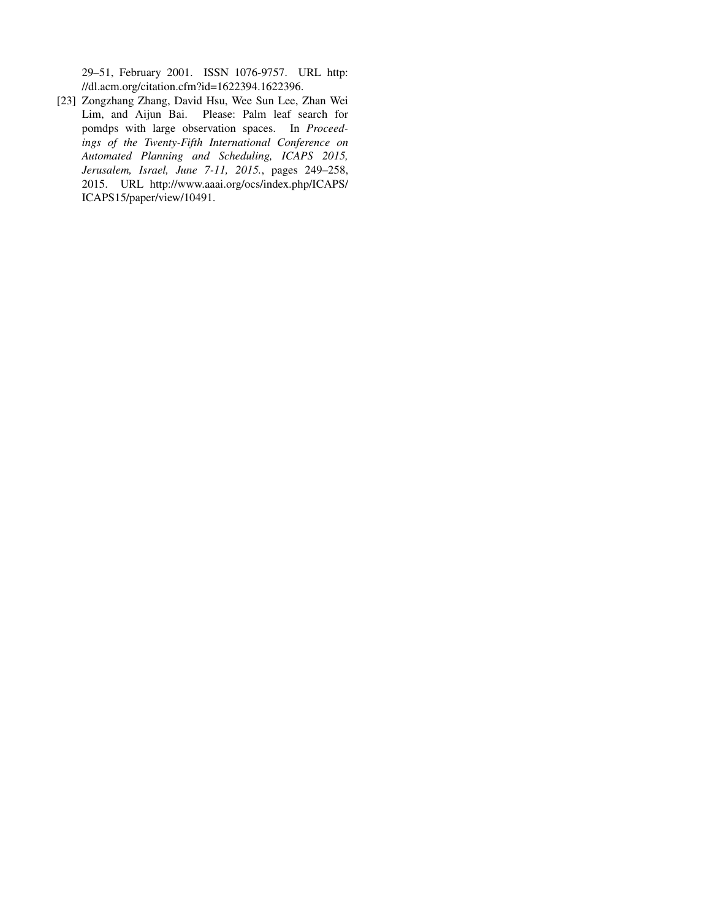29–51, February 2001. ISSN 1076-9757. URL http://dl.acm.org/citation.cfm?id=1622394.1622396.

[23] Zongzhang Zhang, David Hsu, Wee Sun Lee, Zhan Wei Lim, and Aijun Bai. Please: Palm leaf search for pomdps with large observation spaces. In *Proceedings of the Twenty-Fifth International Conference on Automated Planning and Scheduling, ICAPS 2015, Jerusalem, Israel, June 7-11, 2015.*, pages 249–258, 2015. URL http://www.aaai.org/ocs/index.php/ICAPS/ICAPS15/paper/view/10491.